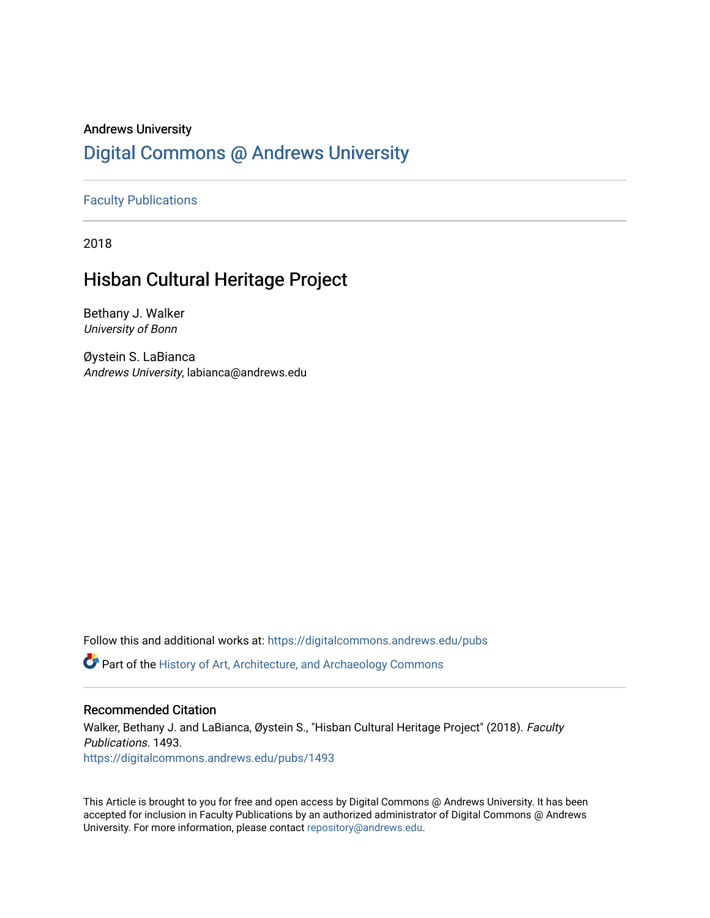Andrews University

# Digital Commons @ Andrews University

Faculty Publications

2018

## Hisban Cultural Heritage Project

Bethany J. Walker
*University of Bonn*

Øystein S. LaBianca
*Andrews University*, labianca@andrews.edu

Follow this and additional works at: https://digitalcommons.andrews.edu/pubs

Part of the History of Art, Architecture, and Archaeology Commons

### Recommended Citation

Walker, Bethany J. and LaBianca, Øystein S., "Hisban Cultural Heritage Project" (2018). *Faculty Publications*. 1493.
https://digitalcommons.andrews.edu/pubs/1493

This Article is brought to you for free and open access by Digital Commons @ Andrews University. It has been accepted for inclusion in Faculty Publications by an authorized administrator of Digital Commons @ Andrews University. For more information, please contact repository@andrews.edu.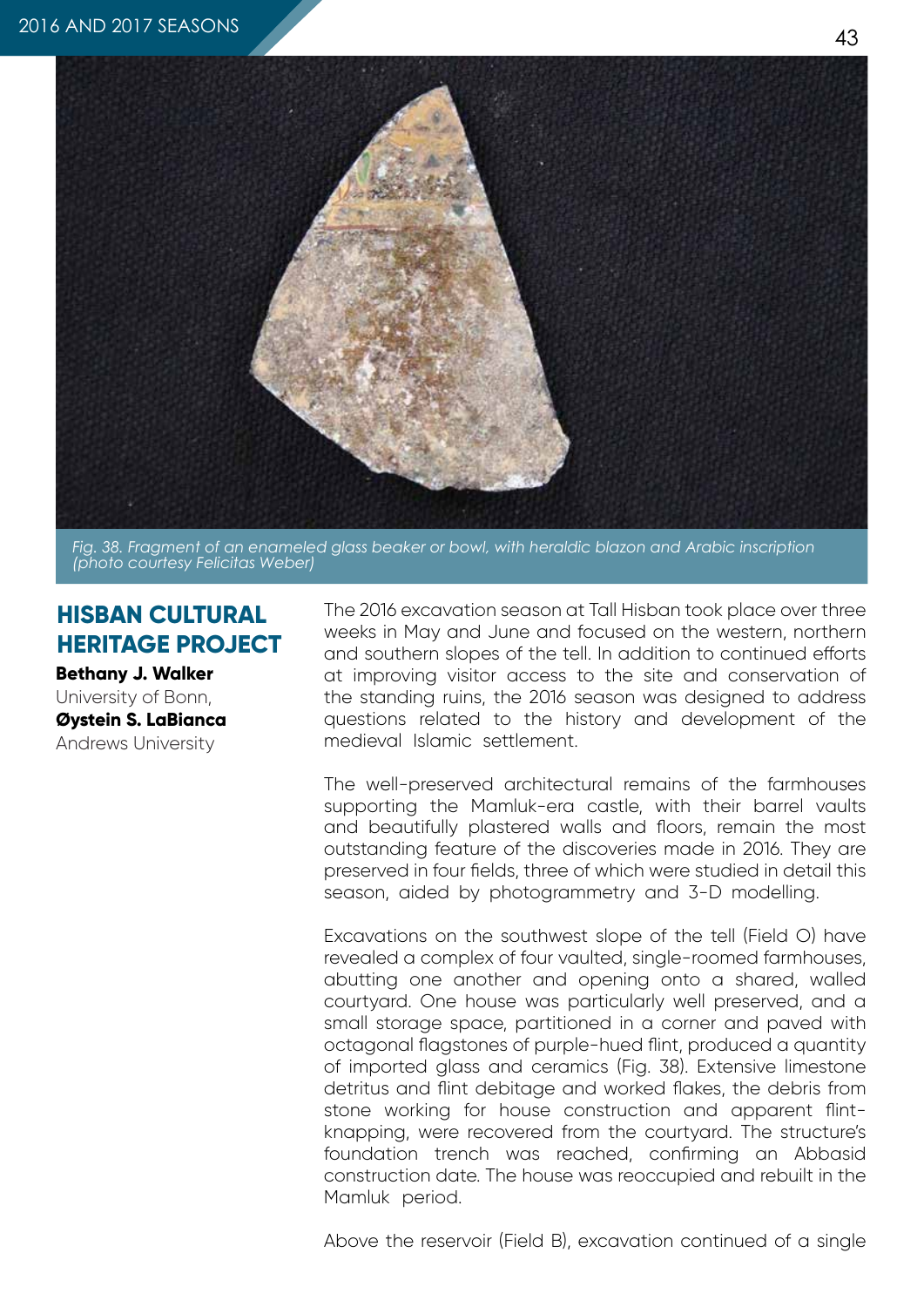*Fig. 38. Fragment of an enameled glass beaker or bowl, with heraldic blazon and Arabic inscription (photo courtesy Felicitas Weber)*

## HISBAN CULTURAL HERITAGE PROJECT

**Bethany J. Walker**
University of Bonn,
**Øystein S. LaBianca**
Andrews University

The 2016 excavation season at Tall Hisban took place over three weeks in May and June and focused on the western, northern and southern slopes of the tell. In addition to continued efforts at improving visitor access to the site and conservation of the standing ruins, the 2016 season was designed to address questions related to the history and development of the medieval Islamic settlement.

The well-preserved architectural remains of the farmhouses supporting the Mamluk-era castle, with their barrel vaults and beautifully plastered walls and floors, remain the most outstanding feature of the discoveries made in 2016. They are preserved in four fields, three of which were studied in detail this season, aided by photogrammetry and 3-D modelling.

Excavations on the southwest slope of the tell (Field O) have revealed a complex of four vaulted, single-roomed farmhouses, abutting one another and opening onto a shared, walled courtyard. One house was particularly well preserved, and a small storage space, partitioned in a corner and paved with octagonal flagstones of purple-hued flint, produced a quantity of imported glass and ceramics (Fig. 38). Extensive limestone detritus and flint debitage and worked flakes, the debris from stone working for house construction and apparent flint-knapping, were recovered from the courtyard. The structure's foundation trench was reached, confirming an Abbasid construction date. The house was reoccupied and rebuilt in the Mamluk period.

Above the reservoir (Field B), excavation continued of a single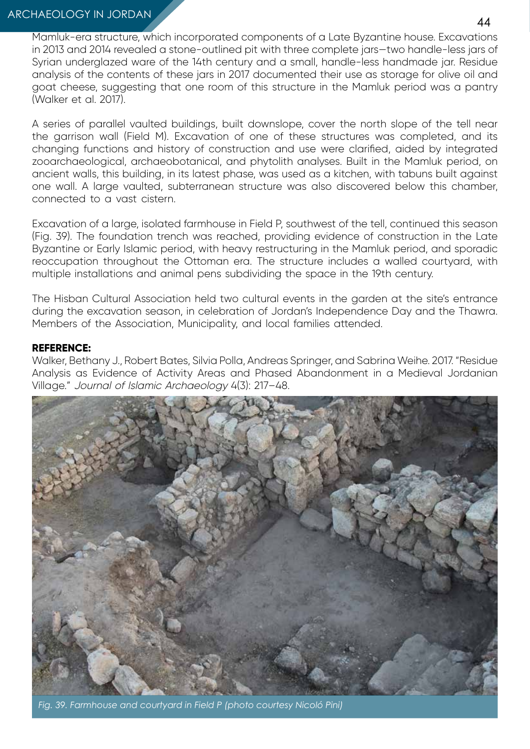Mamluk-era structure, which incorporated components of a Late Byzantine house. Excavations in 2013 and 2014 revealed a stone-outlined pit with three complete jars—two handle-less jars of Syrian underglazed ware of the 14th century and a small, handle-less handmade jar. Residue analysis of the contents of these jars in 2017 documented their use as storage for olive oil and goat cheese, suggesting that one room of this structure in the Mamluk period was a pantry (Walker et al. 2017).

A series of parallel vaulted buildings, built downslope, cover the north slope of the tell near the garrison wall (Field M). Excavation of one of these structures was completed, and its changing functions and history of construction and use were clarified, aided by integrated zooarchaeological, archaeobotanical, and phytolith analyses. Built in the Mamluk period, on ancient walls, this building, in its latest phase, was used as a kitchen, with tabuns built against one wall. A large vaulted, subterranean structure was also discovered below this chamber, connected to a vast cistern.

Excavation of a large, isolated farmhouse in Field P, southwest of the tell, continued this season (Fig. 39). The foundation trench was reached, providing evidence of construction in the Late Byzantine or Early Islamic period, with heavy restructuring in the Mamluk period, and sporadic reoccupation throughout the Ottoman era. The structure includes a walled courtyard, with multiple installations and animal pens subdividing the space in the 19th century.

The Hisban Cultural Association held two cultural events in the garden at the site's entrance during the excavation season, in celebration of Jordan's Independence Day and the Thawra. Members of the Association, Municipality, and local families attended.

**REFERENCE:**

Walker, Bethany J., Robert Bates, Silvia Polla, Andreas Springer, and Sabrina Weihe. 2017. "Residue Analysis as Evidence of Activity Areas and Phased Abandonment in a Medieval Jordanian Village." *Journal of Islamic Archaeology* 4(3): 217–48.

*Fig. 39. Farmhouse and courtyard in Field P (photo courtesy Nicoló Pini)*